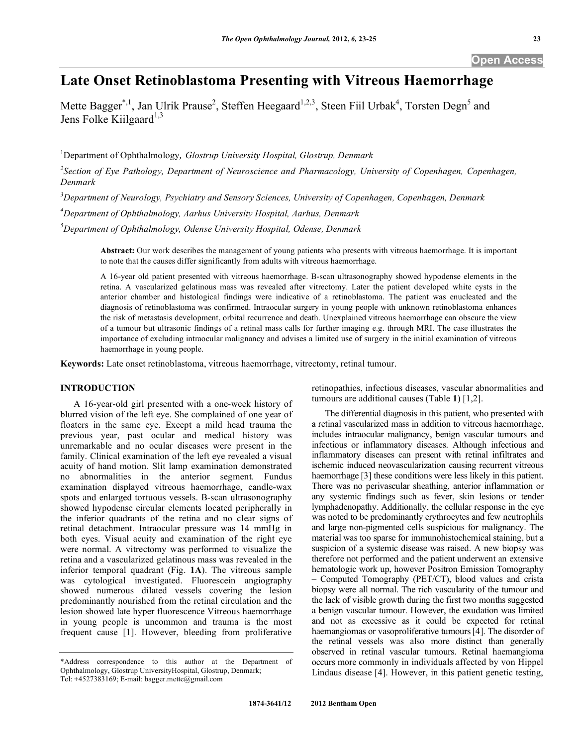# Late Onset Retinoblastoma Presenting with Vitreous Haemorrhage

Mette Bagger[*,1], Jan Ulrik Prause[2], Steffen Heegaard[1,2,3], Steen Fiil Urbak[4], Torsten Degn[5] and Jens Folke Kiilgaard[1,3]

[1]Department of Ophthalmology, *Glostrup University Hospital, Glostrup, Denmark*

[2]*Section of Eye Pathology, Department of Neuroscience and Pharmacology, University of Copenhagen, Copenhagen, Denmark*

[3]*Department of Neurology, Psychiatry and Sensory Sciences, University of Copenhagen, Copenhagen, Denmark*

[4]*Department of Ophthalmology, Aarhus University Hospital, Aarhus, Denmark*

[5]*Department of Ophthalmology, Odense University Hospital, Odense, Denmark*

**Abstract:** Our work describes the management of young patients who presents with vitreous haemorrhage. It is important to note that the causes differ significantly from adults with vitreous haemorrhage.

A 16-year old patient presented with vitreous haemorrhage. B-scan ultrasonography showed hypodense elements in the retina. A vascularized gelatinous mass was revealed after vitrectomy. Later the patient developed white cysts in the anterior chamber and histological findings were indicative of a retinoblastoma. The patient was enucleated and the diagnosis of retinoblastoma was confirmed. Intraocular surgery in young people with unknown retinoblastoma enhances the risk of metastasis development, orbital recurrence and death. Unexplained vitreous haemorrhage can obscure the view of a tumour but ultrasonic findings of a retinal mass calls for further imaging e.g. through MRI. The case illustrates the importance of excluding intraocular malignancy and advises a limited use of surgery in the initial examination of vitreous haemorrhage in young people.

**Keywords:** Late onset retinoblastoma, vitreous haemorrhage, vitrectomy, retinal tumour.

## INTRODUCTION

A 16-year-old girl presented with a one-week history of blurred vision of the left eye. She complained of one year of floaters in the same eye. Except a mild head trauma the previous year, past ocular and medical history was unremarkable and no ocular diseases were present in the family. Clinical examination of the left eye revealed a visual acuity of hand motion. Slit lamp examination demonstrated no abnormalities in the anterior segment. Fundus examination displayed vitreous haemorrhage, candle-wax spots and enlarged tortuous vessels. B-scan ultrasonography showed hypodense circular elements located peripherally in the inferior quadrants of the retina and no clear signs of retinal detachment. Intraocular pressure was 14 mmHg in both eyes. Visual acuity and examination of the right eye were normal. A vitrectomy was performed to visualize the retina and a vascularized gelatinous mass was revealed in the inferior temporal quadrant (Fig. **1A**). The vitreous sample was cytological investigated. Fluorescein angiography showed numerous dilated vessels covering the lesion predominantly nourished from the retinal circulation and the lesion showed late hyper fluorescence Vitreous haemorrhage in young people is uncommon and trauma is the most frequent cause [1]. However, bleeding from proliferative retinopathies, infectious diseases, vascular abnormalities and tumours are additional causes (Table **1**) [1,2].

The differential diagnosis in this patient, who presented with a retinal vascularized mass in addition to vitreous haemorrhage, includes intraocular malignancy, benign vascular tumours and infectious or inflammatory diseases. Although infectious and inflammatory diseases can present with retinal infiltrates and ischemic induced neovascularization causing recurrent vitreous haemorrhage [3] these conditions were less likely in this patient. There was no perivascular sheathing, anterior inflammation or any systemic findings such as fever, skin lesions or tender lymphadenopathy. Additionally, the cellular response in the eye was noted to be predominantly erythrocytes and few neutrophils and large non-pigmented cells suspicious for malignancy. The material was too sparse for immunohistochemical staining, but a suspicion of a systemic disease was raised. A new biopsy was therefore not performed and the patient underwent an extensive hematologic work up, however Positron Emission Tomography – Computed Tomography (PET/CT), blood values and crista biopsy were all normal. The rich vascularity of the tumour and the lack of visible growth during the first two months suggested a benign vascular tumour. However, the exudation was limited and not as excessive as it could be expected for retinal haemangiomas or vasoproliferative tumours [4]. The disorder of the retinal vessels was also more distinct than generally observed in retinal vascular tumours. Retinal haemangioma occurs more commonly in individuals affected by von Hippel Lindaus disease [4]. However, in this patient genetic testing,

*Address correspondence to this author at the Department of Ophthalmology, Glostrup UniversityHospital, Glostrup, Denmark; Tel: +4527383169; E-mail: bagger.mette@gmail.com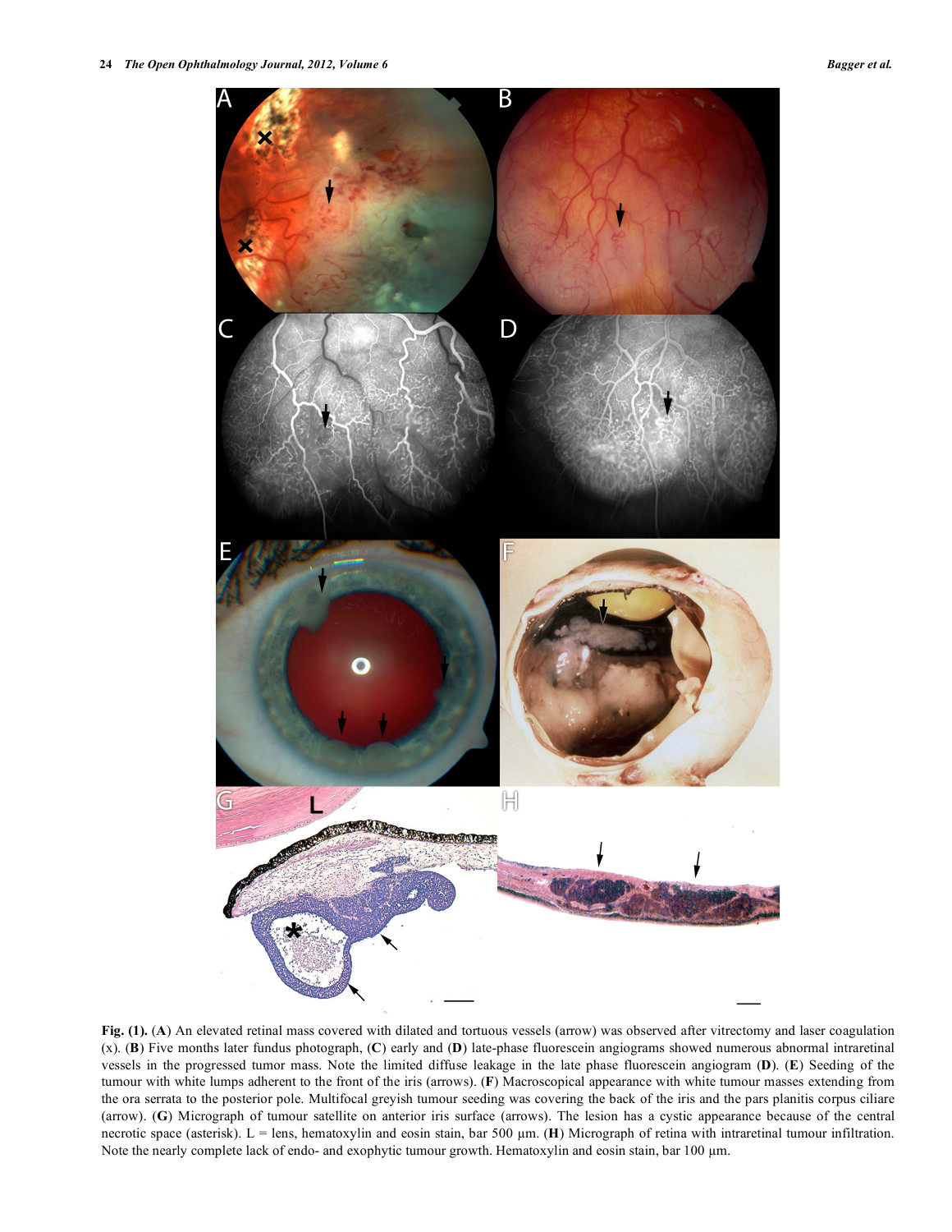**Fig. (1).** (**A**) An elevated retinal mass covered with dilated and tortuous vessels (arrow) was observed after vitrectomy and laser coagulation (x). (**B**) Five months later fundus photograph, (**C**) early and (**D**) late-phase fluorescein angiograms showed numerous abnormal intraretinal vessels in the progressed tumor mass. Note the limited diffuse leakage in the late phase fluorescein angiogram (**D**). (**E**) Seeding of the tumour with white lumps adherent to the front of the iris (arrows). (**F**) Macroscopical appearance with white tumour masses extending from the ora serrata to the posterior pole. Multifocal greyish tumour seeding was covering the back of the iris and the pars planitis corpus ciliare (arrow). (**G**) Micrograph of tumour satellite on anterior iris surface (arrows). The lesion has a cystic appearance because of the central necrotic space (asterisk). L = lens, hematoxylin and eosin stain, bar 500 µm. (**H**) Micrograph of retina with intraretinal tumour infiltration. Note the nearly complete lack of endo- and exophytic tumour growth. Hematoxylin and eosin stain, bar 100 µm.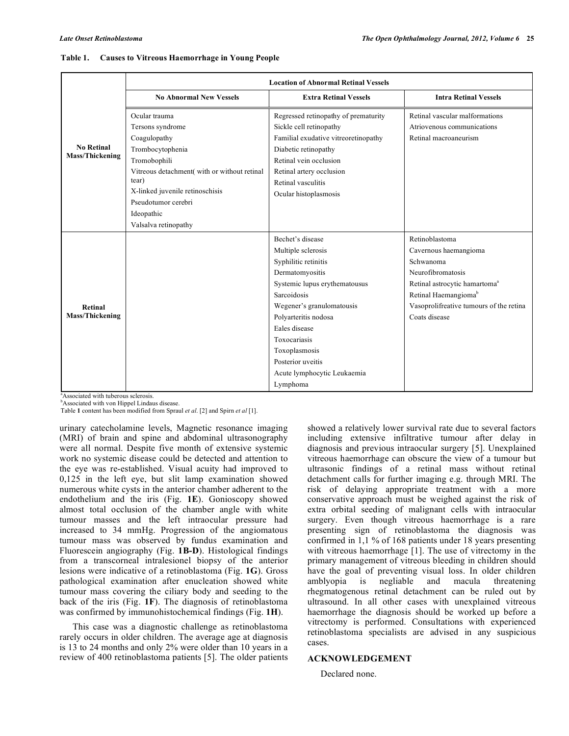**Table 1. Causes to Vitreous Haemorrhage in Young People**

| | Location of Abnormal Retinal Vessels | | |
|---|---|---|---|
| | **No Abnormal New Vessels** | **Extra Retinal Vessels** | **Intra Retinal Vessels** |
| **No Retinal Mass/Thickening** | Ocular trauma<br>Tersons syndrome<br>Coagulopathy<br>Trombocytophenia<br>Tromobophili<br>Vitreous detachment( with or without retinal tear)<br>X-linked juvenile retinoschisis<br>Pseudotumor cerebri<br>Ideopathic<br>Valsalva retinopathy | Regressed retinopathy of prematurity<br>Sickle cell retinopathy<br>Familial exudative vitreoretinopathy<br>Diabetic retinopathy<br>Retinal vein occlusion<br>Retinal artery occlusion<br>Retinal vasculitis<br>Ocular histoplasmosis | Retinal vascular malformations<br>Atriovenous communications<br>Retinal macroaneurism |
| **Retinal Mass/Thickening** | | Bechet's disease<br>Multiple sclerosis<br>Syphilitic retinitis<br>Dermatomyositis<br>Systemic lupus erythematousus<br>Sarcoidosis<br>Wegener's granulomatousis<br>Polyarteritis nodosa<br>Eales disease<br>Toxocariasis<br>Toxoplasmosis<br>Posterior uveitis<br>Acute lymphocytic Leukaemia<br>Lymphoma | Retinoblastoma<br>Cavernous haemangioma<br>Schwanoma<br>Neurofibromatosis<br>Retinal astrocytic hamartoma[a]<br>Retinal Haemangioma[b]<br>Vasoprolifreative tumours of the retina<br>Coats disease |

[a]Associated with tuberous sclerosis.
[b]Associated with von Hippel Lindaus disease.
Table **1** content has been modified from Spraul *et al*. [2] and Spirn *et al* [1].

urinary catecholamine levels, Magnetic resonance imaging (MRI) of brain and spine and abdominal ultrasonography were all normal. Despite five month of extensive systemic work no systemic disease could be detected and attention to the eye was re-established. Visual acuity had improved to 0,125 in the left eye, but slit lamp examination showed numerous white cysts in the anterior chamber adherent to the endothelium and the iris (Fig. **1E**). Gonioscopy showed almost total occlusion of the chamber angle with white tumour masses and the left intraocular pressure had increased to 34 mmHg. Progression of the angiomatous tumour mass was observed by fundus examination and Fluorescein angiography (Fig. **1B-D**). Histological findings from a transcorneal intralesionel biopsy of the anterior lesions were indicative of a retinoblastoma (Fig. **1G**). Gross pathological examination after enucleation showed white tumour mass covering the ciliary body and seeding to the back of the iris (Fig. **1F**). The diagnosis of retinoblastoma was confirmed by immunohistochemical findings (Fig. **1H**).

This case was a diagnostic challenge as retinoblastoma rarely occurs in older children. The average age at diagnosis is 13 to 24 months and only 2% were older than 10 years in a review of 400 retinoblastoma patients [5]. The older patients showed a relatively lower survival rate due to several factors including extensive infiltrative tumour after delay in diagnosis and previous intraocular surgery [5]. Unexplained vitreous haemorrhage can obscure the view of a tumour but ultrasonic findings of a retinal mass without retinal detachment calls for further imaging e.g. through MRI. The risk of delaying appropriate treatment with a more conservative approach must be weighed against the risk of extra orbital seeding of malignant cells with intraocular surgery. Even though vitreous haemorrhage is a rare presenting sign of retinoblastoma the diagnosis was confirmed in 1,1 % of 168 patients under 18 years presenting with vitreous haemorrhage [1]. The use of vitrectomy in the primary management of vitreous bleeding in children should have the goal of preventing visual loss. In older children amblyopia is negliable and macula threatening rhegmatogenous retinal detachment can be ruled out by ultrasound. In all other cases with unexplained vitreous haemorrhage the diagnosis should be worked up before a vitrectomy is performed. Consultations with experienced retinoblastoma specialists are advised in any suspicious cases.

## ACKNOWLEDGEMENT

Declared none.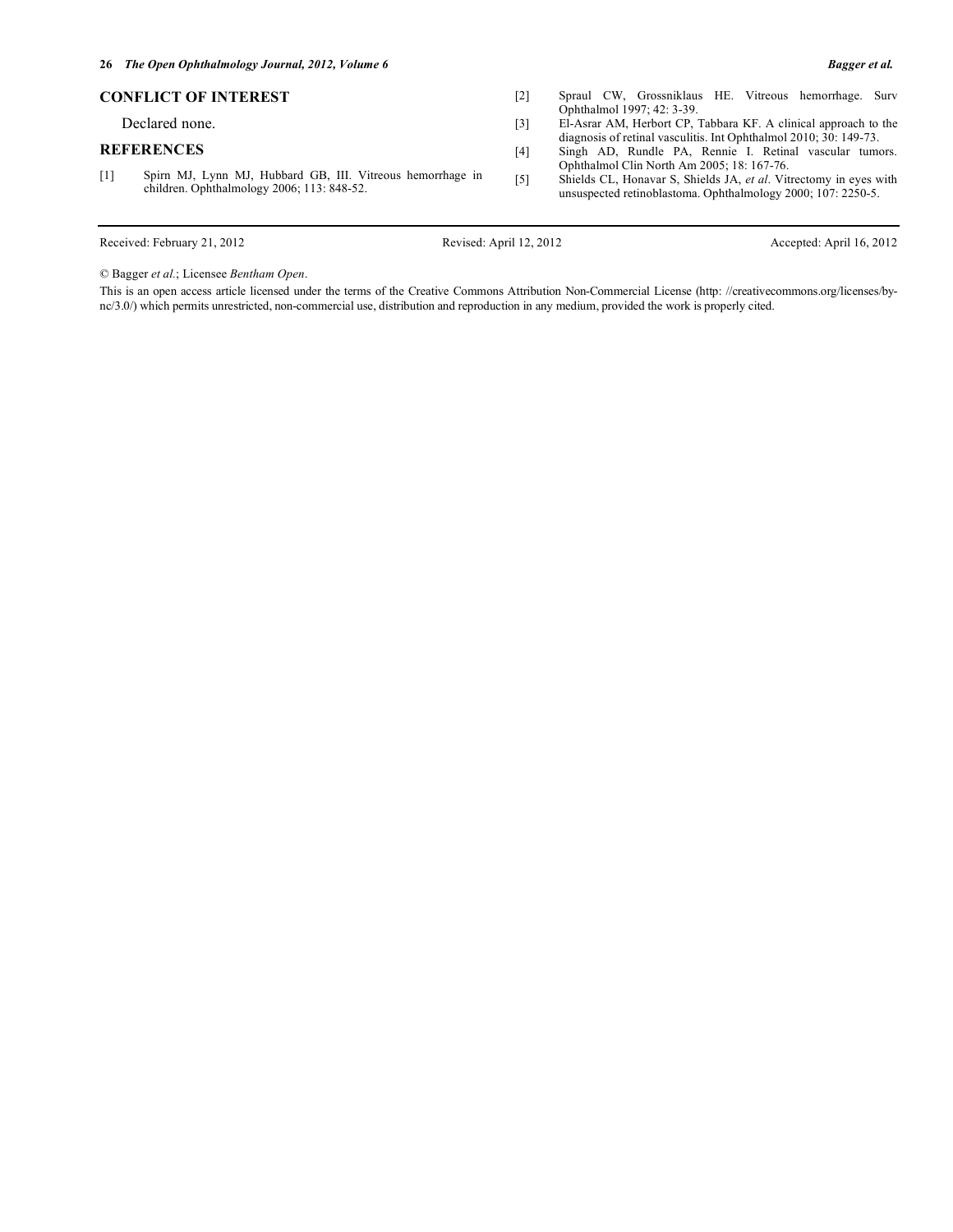## CONFLICT OF INTEREST

Declared none.

## REFERENCES

[1] Spirn MJ, Lynn MJ, Hubbard GB, III. Vitreous hemorrhage in children. Ophthalmology 2006; 113: 848-52.

[2] Spraul CW, Grossniklaus HE. Vitreous hemorrhage. Surv Ophthalmol 1997; 42: 3-39.

[3] El-Asrar AM, Herbort CP, Tabbara KF. A clinical approach to the diagnosis of retinal vasculitis. Int Ophthalmol 2010; 30: 149-73.

[4] Singh AD, Rundle PA, Rennie I. Retinal vascular tumors. Ophthalmol Clin North Am 2005; 18: 167-76.

[5] Shields CL, Honavar S, Shields JA, *et al*. Vitrectomy in eyes with unsuspected retinoblastoma. Ophthalmology 2000; 107: 2250-5.

Received: February 21, 2012 Revised: April 12, 2012 Accepted: April 16, 2012

© Bagger *et al*.; Licensee *Bentham Open*.

This is an open access article licensed under the terms of the Creative Commons Attribution Non-Commercial License (http: //creativecommons.org/licenses/by-nc/3.0/) which permits unrestricted, non-commercial use, distribution and reproduction in any medium, provided the work is properly cited.